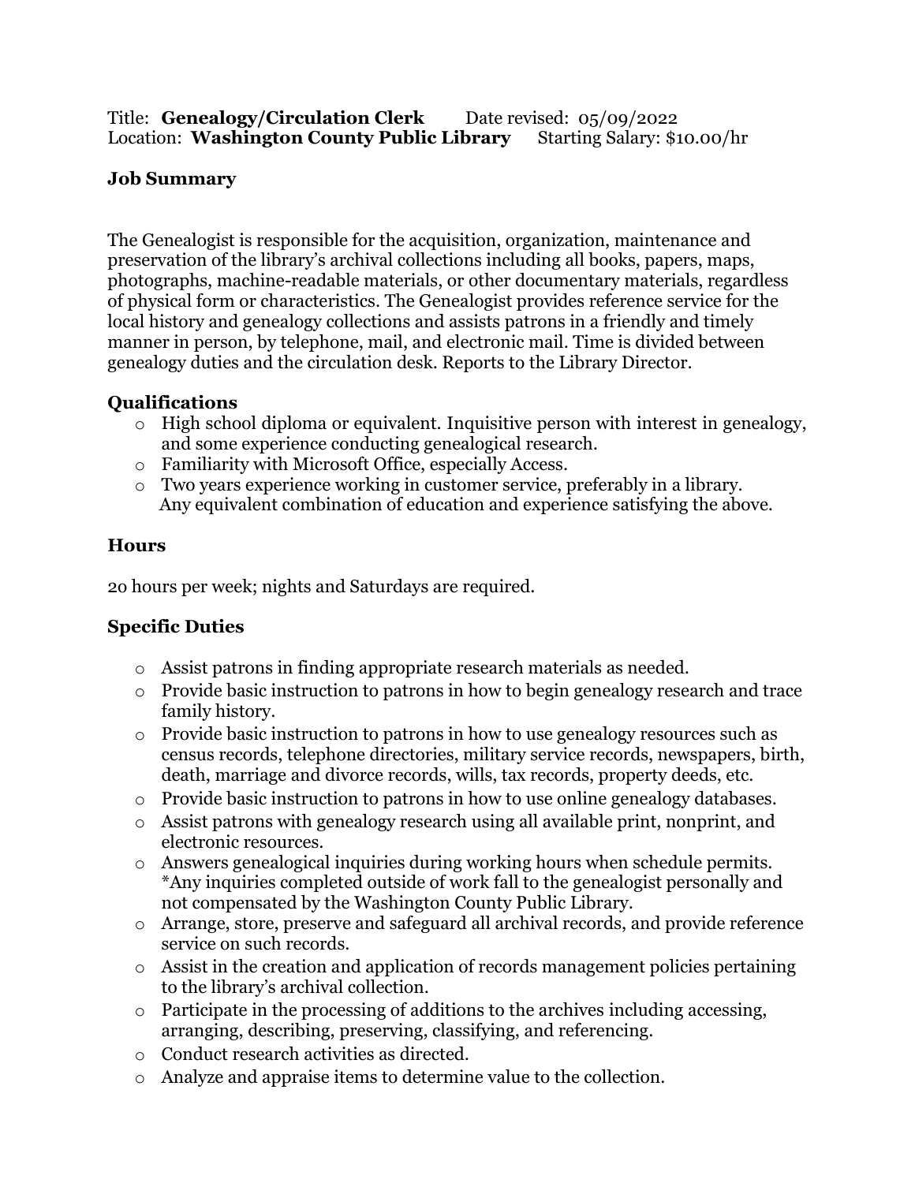Title: **Genealogy/Circulation Clerk** Date revised: 05/09/2022
Location: **Washington County Public Library** Starting Salary: $10.00/hr

## Job Summary

The Genealogist is responsible for the acquisition, organization, maintenance and preservation of the library's archival collections including all books, papers, maps, photographs, machine-readable materials, or other documentary materials, regardless of physical form or characteristics. The Genealogist provides reference service for the local history and genealogy collections and assists patrons in a friendly and timely manner in person, by telephone, mail, and electronic mail. Time is divided between genealogy duties and the circulation desk. Reports to the Library Director.

## Qualifications

- High school diploma or equivalent. Inquisitive person with interest in genealogy, and some experience conducting genealogical research.
- Familiarity with Microsoft Office, especially Access.
- Two years experience working in customer service, preferably in a library.
  Any equivalent combination of education and experience satisfying the above.

## Hours

20 hours per week; nights and Saturdays are required.

## Specific Duties

- Assist patrons in finding appropriate research materials as needed.
- Provide basic instruction to patrons in how to begin genealogy research and trace family history.
- Provide basic instruction to patrons in how to use genealogy resources such as census records, telephone directories, military service records, newspapers, birth, death, marriage and divorce records, wills, tax records, property deeds, etc.
- Provide basic instruction to patrons in how to use online genealogy databases.
- Assist patrons with genealogy research using all available print, nonprint, and electronic resources.
- Answers genealogical inquiries during working hours when schedule permits. *Any inquiries completed outside of work fall to the genealogist personally and not compensated by the Washington County Public Library.
- Arrange, store, preserve and safeguard all archival records, and provide reference service on such records.
- Assist in the creation and application of records management policies pertaining to the library's archival collection.
- Participate in the processing of additions to the archives including accessing, arranging, describing, preserving, classifying, and referencing.
- Conduct research activities as directed.
- Analyze and appraise items to determine value to the collection.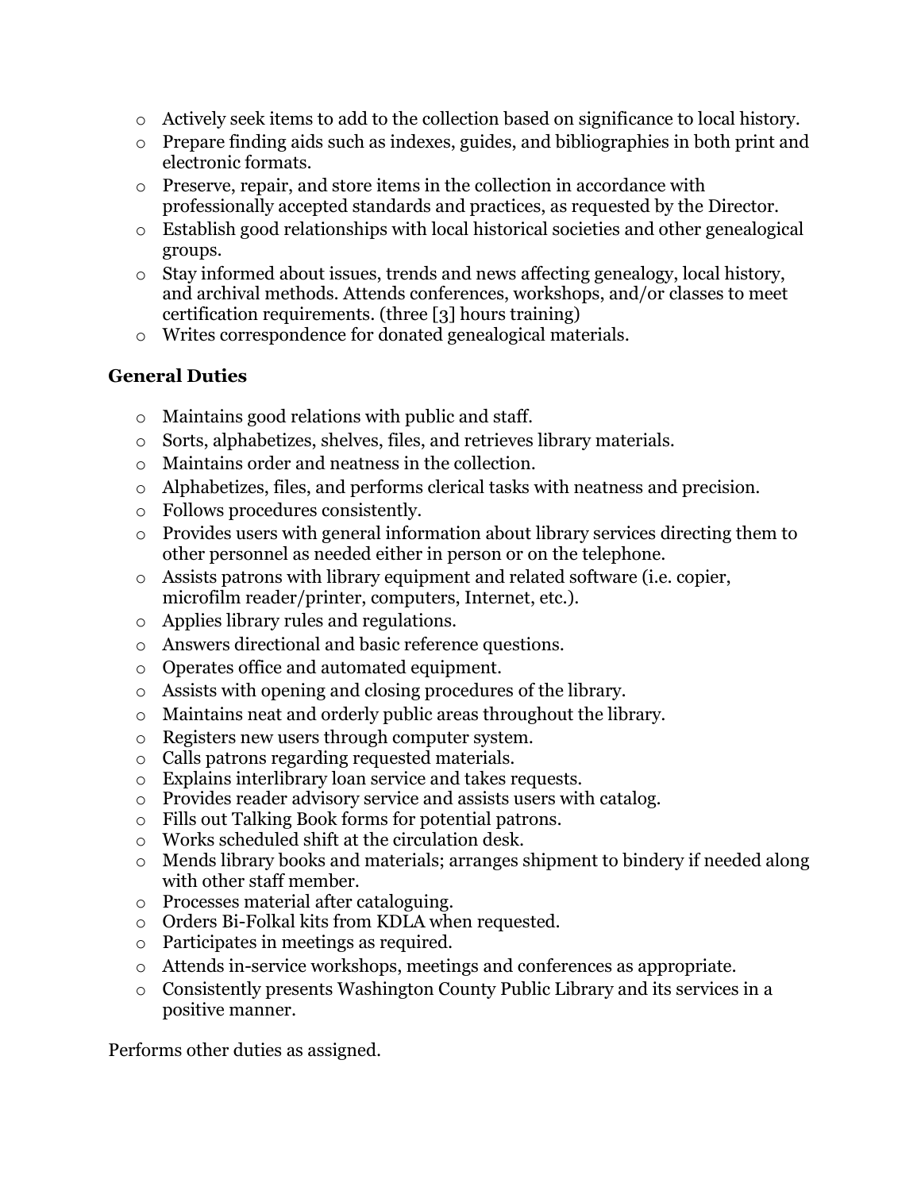- Actively seek items to add to the collection based on significance to local history.
- Prepare finding aids such as indexes, guides, and bibliographies in both print and electronic formats.
- Preserve, repair, and store items in the collection in accordance with professionally accepted standards and practices, as requested by the Director.
- Establish good relationships with local historical societies and other genealogical groups.
- Stay informed about issues, trends and news affecting genealogy, local history, and archival methods. Attends conferences, workshops, and/or classes to meet certification requirements. (three [3] hours training)
- Writes correspondence for donated genealogical materials.

### General Duties

- Maintains good relations with public and staff.
- Sorts, alphabetizes, shelves, files, and retrieves library materials.
- Maintains order and neatness in the collection.
- Alphabetizes, files, and performs clerical tasks with neatness and precision.
- Follows procedures consistently.
- Provides users with general information about library services directing them to other personnel as needed either in person or on the telephone.
- Assists patrons with library equipment and related software (i.e. copier, microfilm reader/printer, computers, Internet, etc.).
- Applies library rules and regulations.
- Answers directional and basic reference questions.
- Operates office and automated equipment.
- Assists with opening and closing procedures of the library.
- Maintains neat and orderly public areas throughout the library.
- Registers new users through computer system.
- Calls patrons regarding requested materials.
- Explains interlibrary loan service and takes requests.
- Provides reader advisory service and assists users with catalog.
- Fills out Talking Book forms for potential patrons.
- Works scheduled shift at the circulation desk.
- Mends library books and materials; arranges shipment to bindery if needed along with other staff member.
- Processes material after cataloguing.
- Orders Bi-Folkal kits from KDLA when requested.
- Participates in meetings as required.
- Attends in-service workshops, meetings and conferences as appropriate.
- Consistently presents Washington County Public Library and its services in a positive manner.

Performs other duties as assigned.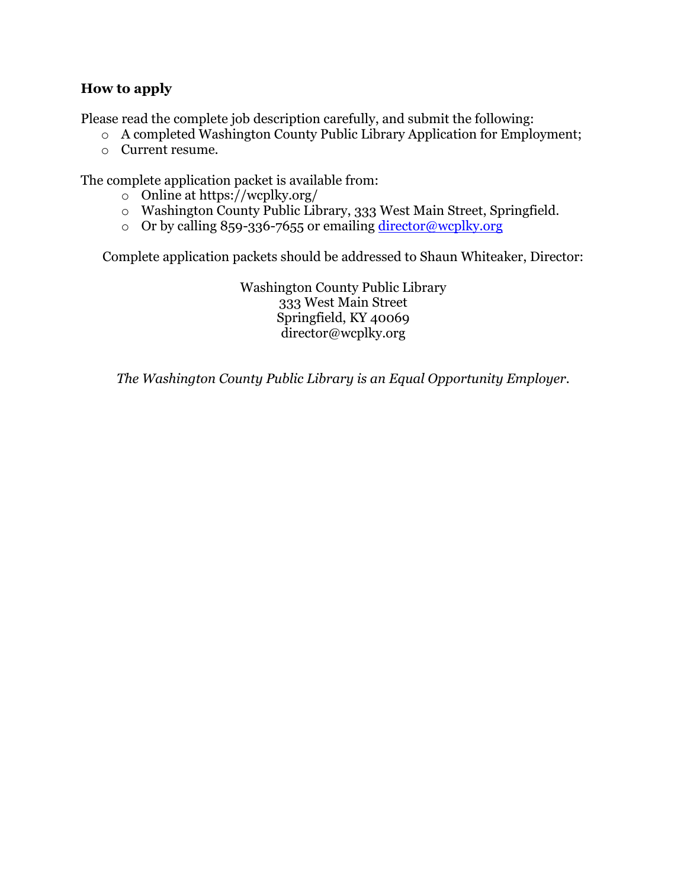### How to apply

Please read the complete job description carefully, and submit the following:

- A completed Washington County Public Library Application for Employment;
- Current resume.

The complete application packet is available from:

- Online at https://wcplky.org/
- Washington County Public Library, 333 West Main Street, Springfield.
- Or by calling 859-336-7655 or emailing director@wcplky.org

Complete application packets should be addressed to Shaun Whiteaker, Director:

Washington County Public Library
333 West Main Street
Springfield, KY 40069
director@wcplky.org

*The Washington County Public Library is an Equal Opportunity Employer.*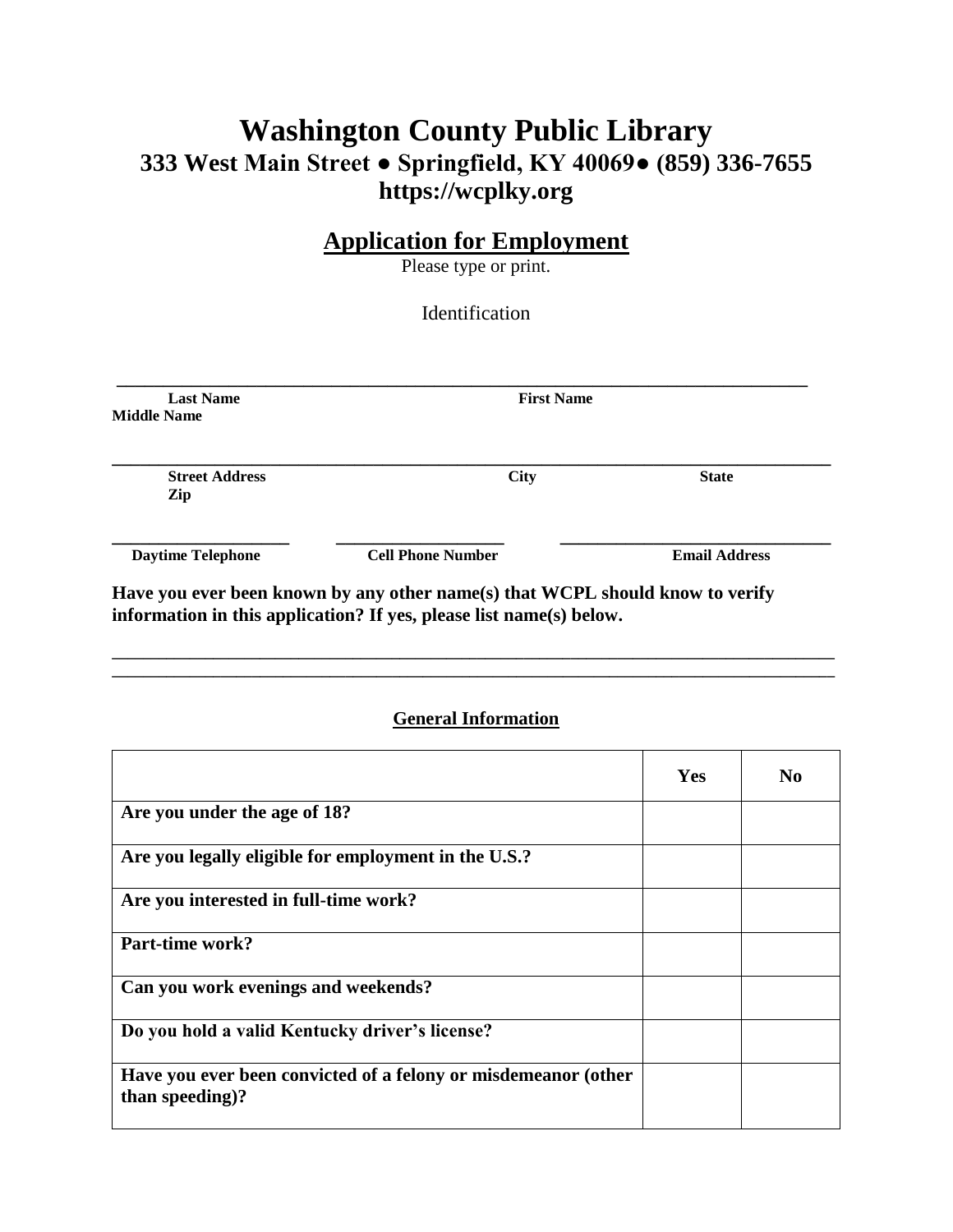# Washington County Public Library

## 333 West Main Street ● Springfield, KY 40069● (859) 336-7655

## https://wcplky.org

## Application for Employment

Please type or print.

Identification

\_\_\_\_\_\_\_\_\_\_\_\_\_\_\_\_\_\_\_\_\_\_\_\_\_\_\_\_\_\_\_\_\_\_\_\_\_\_\_\_\_\_\_\_\_\_\_\_\_\_\_\_\_\_\_\_\_\_\_\_\_\_\_\_\_\_\_\_\_\_

**Last Name** **First Name** **Middle Name**

\_\_\_\_\_\_\_\_\_\_\_\_\_\_\_\_\_\_\_\_\_\_\_\_\_\_\_\_\_\_\_\_\_\_\_\_\_\_\_\_\_\_\_\_\_\_\_\_\_\_\_\_\_\_\_\_\_\_\_\_\_\_\_\_\_\_\_\_\_\_

**Street Address** **City** **State** **Zip**

\_\_\_\_\_\_\_\_\_\_\_\_\_\_\_\_\_\_ \_\_\_\_\_\_\_\_\_\_\_\_\_\_\_\_\_\_ \_\_\_\_\_\_\_\_\_\_\_\_\_\_\_\_\_\_\_\_\_\_\_\_\_\_\_\_

**Daytime Telephone** **Cell Phone Number** **Email Address**

**Have you ever been known by any other name(s) that WCPL should know to verify information in this application? If yes, please list name(s) below.**

\_\_\_\_\_\_\_\_\_\_\_\_\_\_\_\_\_\_\_\_\_\_\_\_\_\_\_\_\_\_\_\_\_\_\_\_\_\_\_\_\_\_\_\_\_\_\_\_\_\_\_\_\_\_\_\_\_\_\_\_\_\_\_\_\_\_\_\_\_\_
\_\_\_\_\_\_\_\_\_\_\_\_\_\_\_\_\_\_\_\_\_\_\_\_\_\_\_\_\_\_\_\_\_\_\_\_\_\_\_\_\_\_\_\_\_\_\_\_\_\_\_\_\_\_\_\_\_\_\_\_\_\_\_\_\_\_\_\_\_\_

### General Information

| | Yes | No |
|---|---|---|
| **Are you under the age of 18?** | | |
| **Are you legally eligible for employment in the U.S.?** | | |
| **Are you interested in full-time work?** | | |
| **Part-time work?** | | |
| **Can you work evenings and weekends?** | | |
| **Do you hold a valid Kentucky driver's license?** | | |
| **Have you ever been convicted of a felony or misdemeanor (other than speeding)?** | | |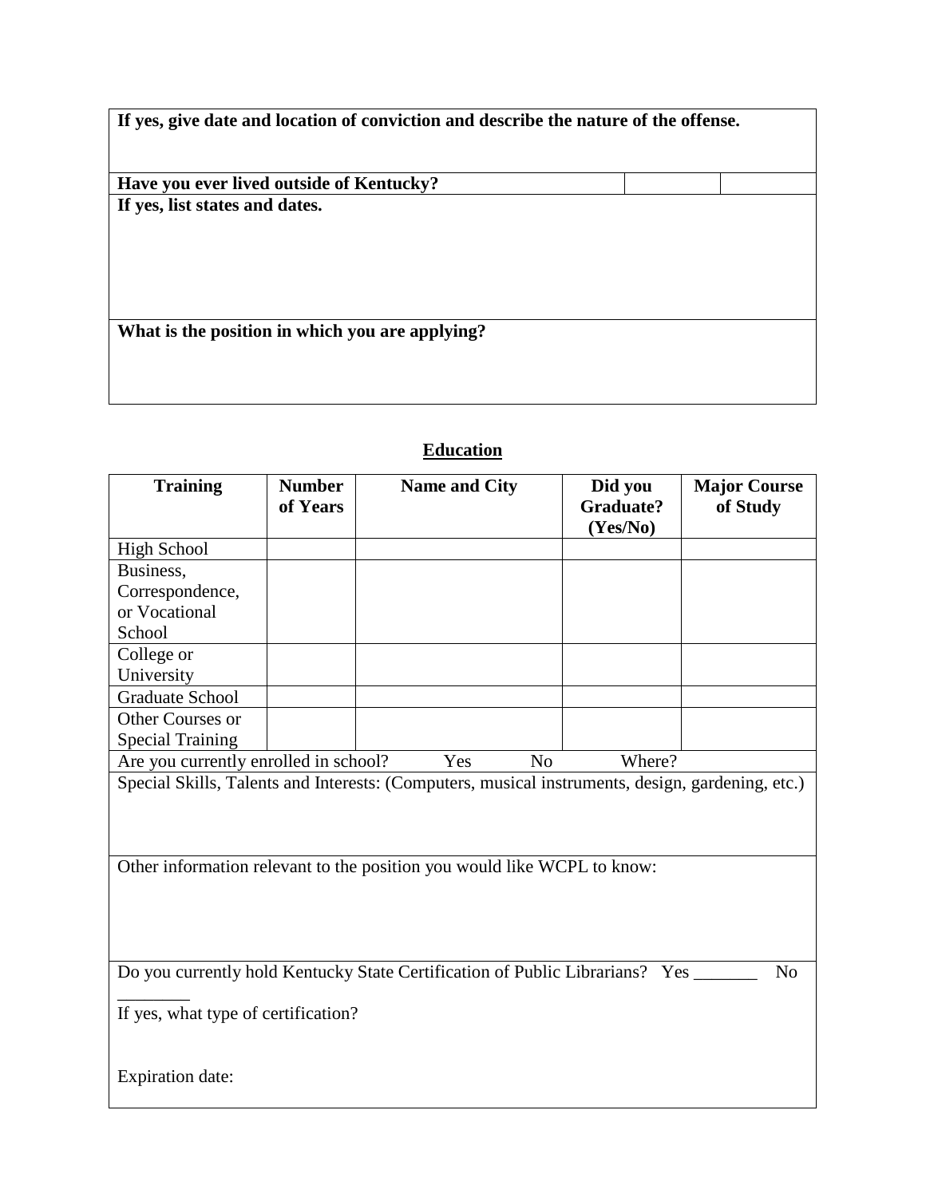**If yes, give date and location of conviction and describe the nature of the offense.**

| **Have you ever lived outside of Kentucky?** | | |
|---|---|---|

**If yes, list states and dates.**

**What is the position in which you are applying?**

## Education

| Training | Number of Years | Name and City | Did you Graduate? (Yes/No) | Major Course of Study |
|---|---|---|---|---|
| High School | | | | |
| Business, Correspondence, or Vocational School | | | | |
| College or University | | | | |
| Graduate School | | | | |
| Other Courses or Special Training | | | | |

Are you currently enrolled in school? Yes No Where?

Special Skills, Talents and Interests: (Computers, musical instruments, design, gardening, etc.)

Other information relevant to the position you would like WCPL to know:

Do you currently hold Kentucky State Certification of Public Librarians? Yes _______ No ________

If yes, what type of certification?

Expiration date: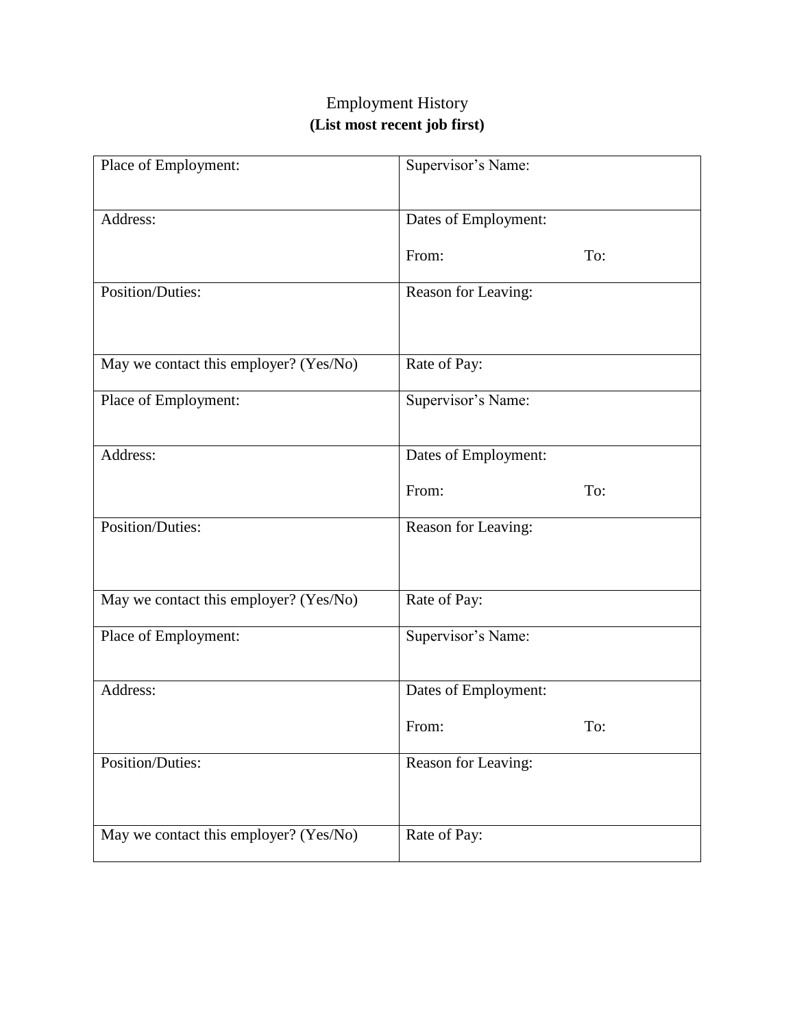# Employment History

**(List most recent job first)**

| Place of Employment: | Supervisor's Name: |
|---|---|
| Address: | Dates of Employment: From: To: |
| Position/Duties: | Reason for Leaving: |
| May we contact this employer? (Yes/No) | Rate of Pay: |
| Place of Employment: | Supervisor's Name: |
| Address: | Dates of Employment: From: To: |
| Position/Duties: | Reason for Leaving: |
| May we contact this employer? (Yes/No) | Rate of Pay: |
| Place of Employment: | Supervisor's Name: |
| Address: | Dates of Employment: From: To: |
| Position/Duties: | Reason for Leaving: |
| May we contact this employer? (Yes/No) | Rate of Pay: |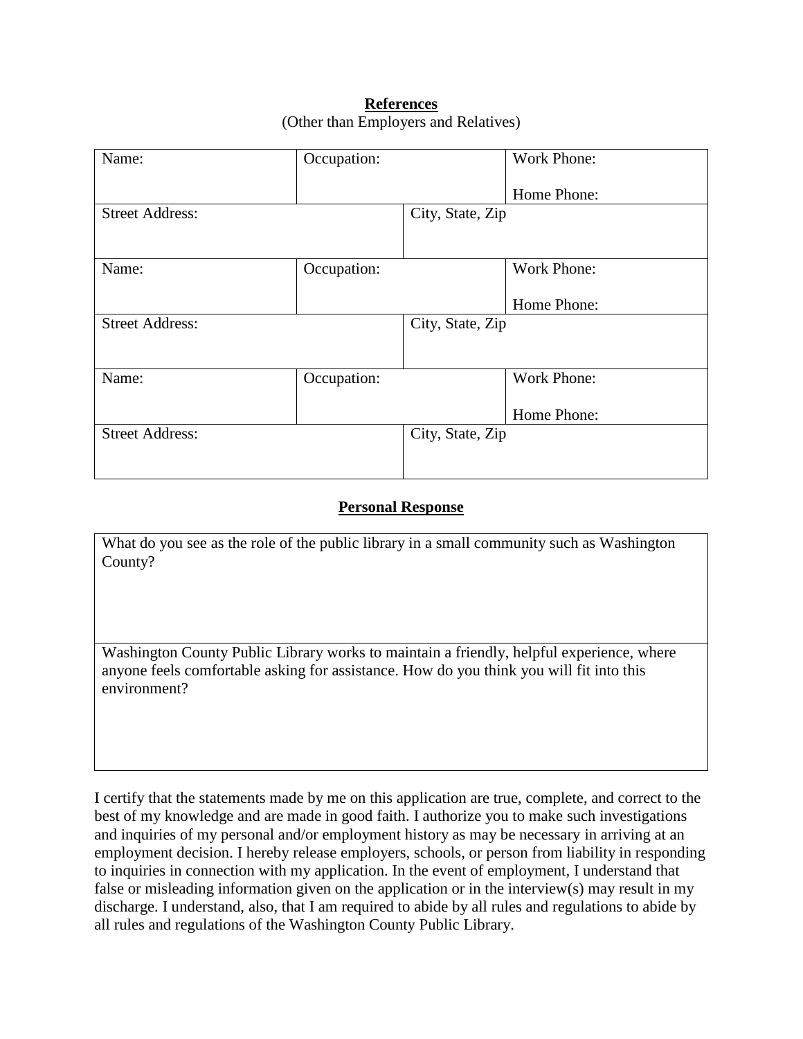**References**

(Other than Employers and Relatives)

| Name: | Occupation: | | Work Phone:<br><br>Home Phone: |
|---|---|---|---|
| Street Address: | | City, State, Zip | |
| Name: | Occupation: | | Work Phone:<br><br>Home Phone: |
| Street Address: | | City, State, Zip | |
| Name: | Occupation: | | Work Phone:<br><br>Home Phone: |
| Street Address: | | City, State, Zip | |

**Personal Response**

| What do you see as the role of the public library in a small community such as Washington County? |
|---|
| Washington County Public Library works to maintain a friendly, helpful experience, where anyone feels comfortable asking for assistance. How do you think you will fit into this environment? |

I certify that the statements made by me on this application are true, complete, and correct to the best of my knowledge and are made in good faith. I authorize you to make such investigations and inquiries of my personal and/or employment history as may be necessary in arriving at an employment decision. I hereby release employers, schools, or person from liability in responding to inquiries in connection with my application. In the event of employment, I understand that false or misleading information given on the application or in the interview(s) may result in my discharge. I understand, also, that I am required to abide by all rules and regulations to abide by all rules and regulations of the Washington County Public Library.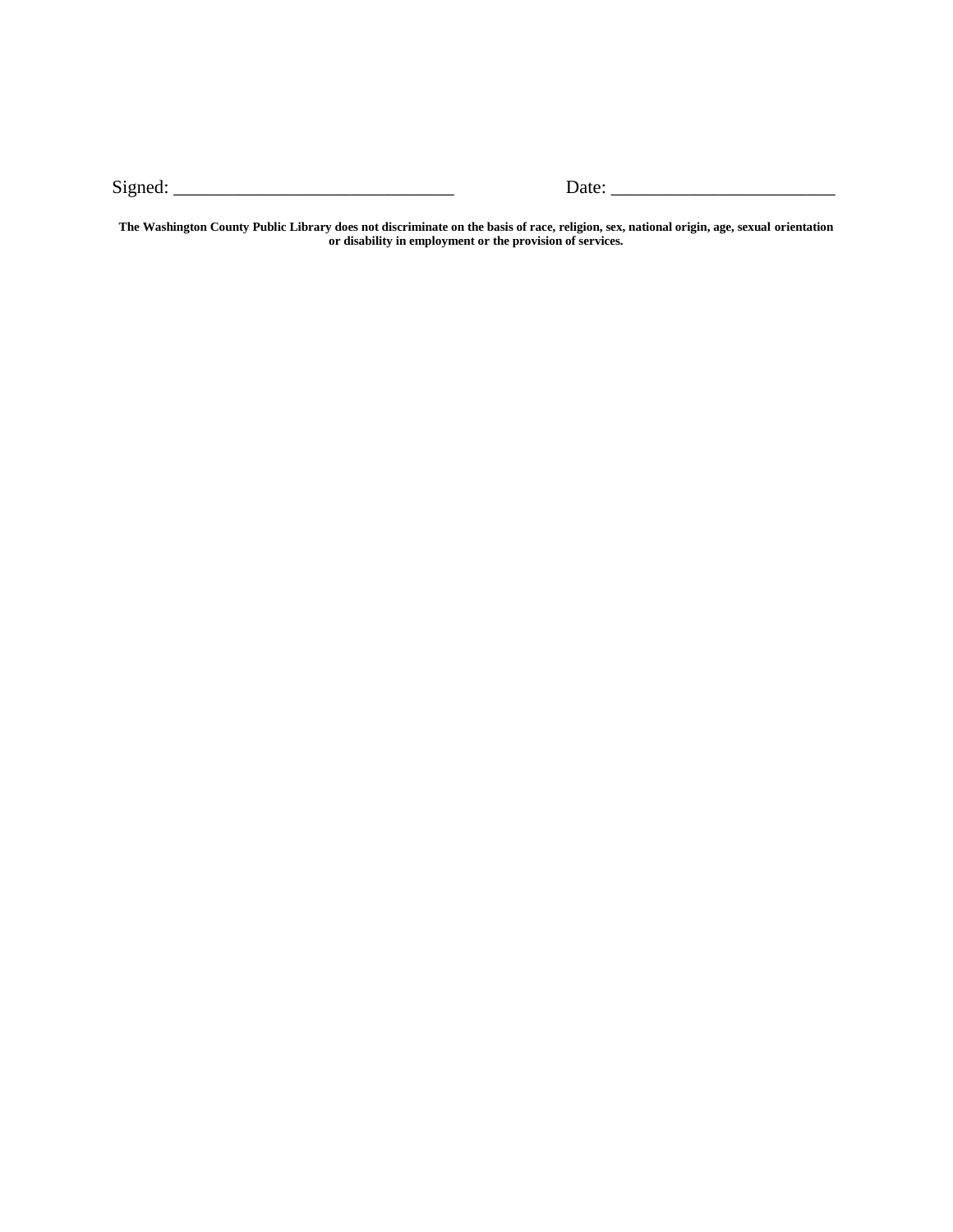Signed: ______________________________ Date: ________________________

**The Washington County Public Library does not discriminate on the basis of race, religion, sex, national origin, age, sexual orientation or disability in employment or the provision of services.**